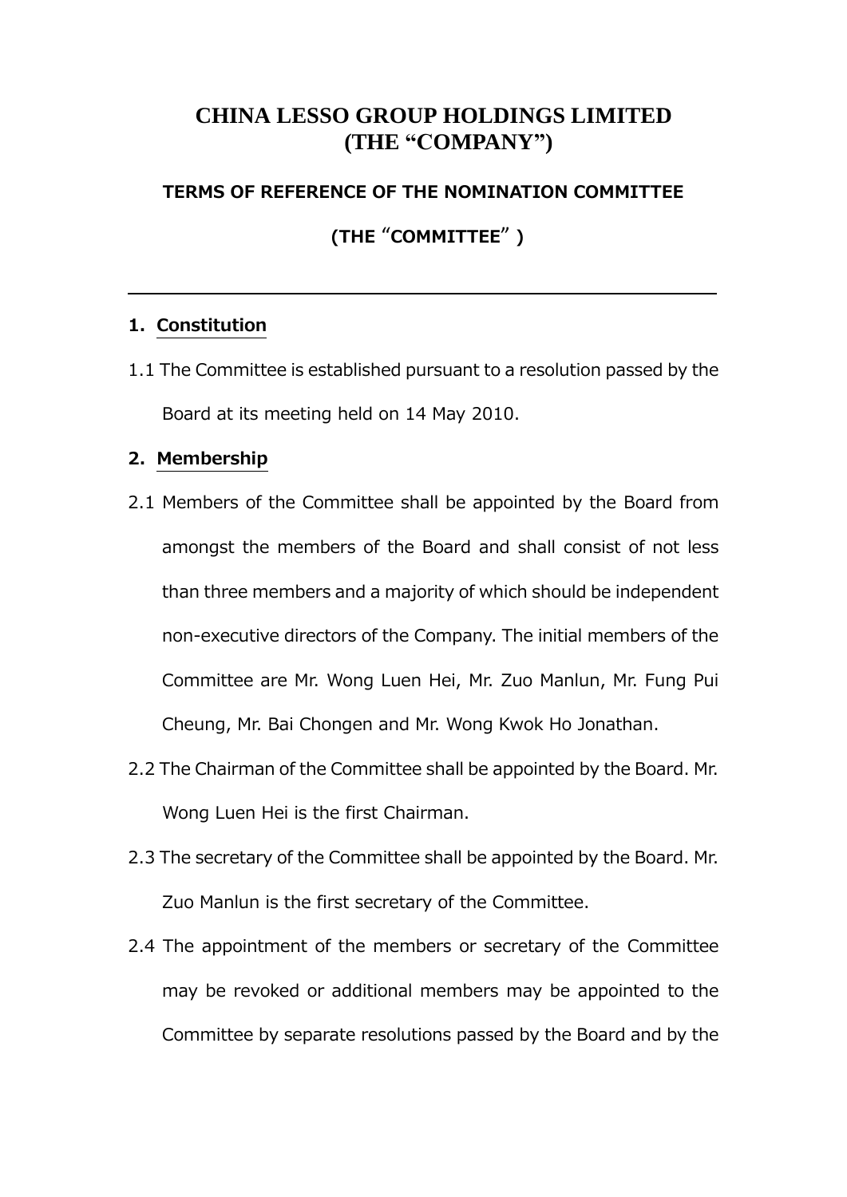# CHINA LESSO GROUP HOLDINGS LIMITED
# (THE "COMPANY")

## TERMS OF REFERENCE OF THE NOMINATION COMMITTEE

## (THE "COMMITTEE")

---

### 1. Constitution

1.1 The Committee is established pursuant to a resolution passed by the Board at its meeting held on 14 May 2010.

### 2. Membership

2.1 Members of the Committee shall be appointed by the Board from amongst the members of the Board and shall consist of not less than three members and a majority of which should be independent non-executive directors of the Company. The initial members of the Committee are Mr. Wong Luen Hei, Mr. Zuo Manlun, Mr. Fung Pui Cheung, Mr. Bai Chongen and Mr. Wong Kwok Ho Jonathan.

2.2 The Chairman of the Committee shall be appointed by the Board. Mr. Wong Luen Hei is the first Chairman.

2.3 The secretary of the Committee shall be appointed by the Board. Mr. Zuo Manlun is the first secretary of the Committee.

2.4 The appointment of the members or secretary of the Committee may be revoked or additional members may be appointed to the Committee by separate resolutions passed by the Board and by the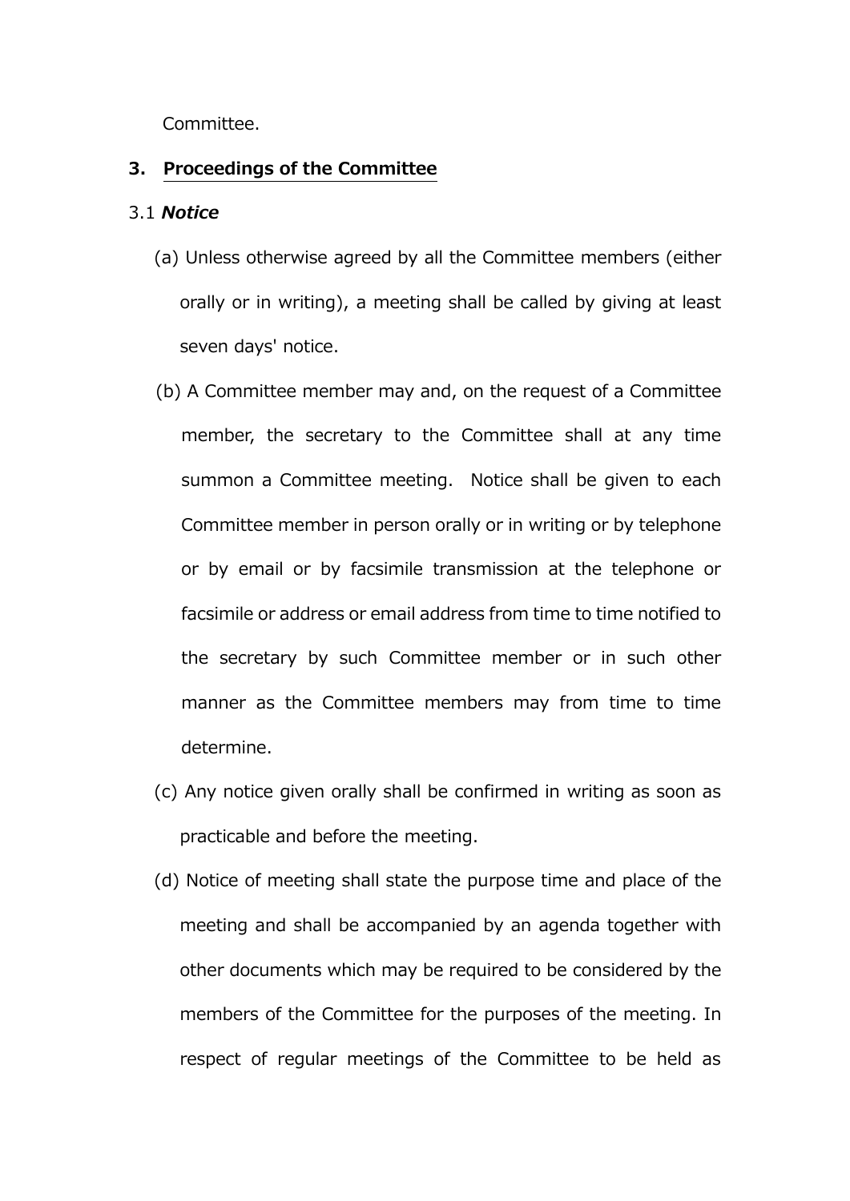Committee.

## 3. Proceedings of the Committee

### 3.1 ***Notice***

(a) Unless otherwise agreed by all the Committee members (either orally or in writing), a meeting shall be called by giving at least seven days' notice.

(b) A Committee member may and, on the request of a Committee member, the secretary to the Committee shall at any time summon a Committee meeting. Notice shall be given to each Committee member in person orally or in writing or by telephone or by email or by facsimile transmission at the telephone or facsimile or address or email address from time to time notified to the secretary by such Committee member or in such other manner as the Committee members may from time to time determine.

(c) Any notice given orally shall be confirmed in writing as soon as practicable and before the meeting.

(d) Notice of meeting shall state the purpose time and place of the meeting and shall be accompanied by an agenda together with other documents which may be required to be considered by the members of the Committee for the purposes of the meeting. In respect of regular meetings of the Committee to be held as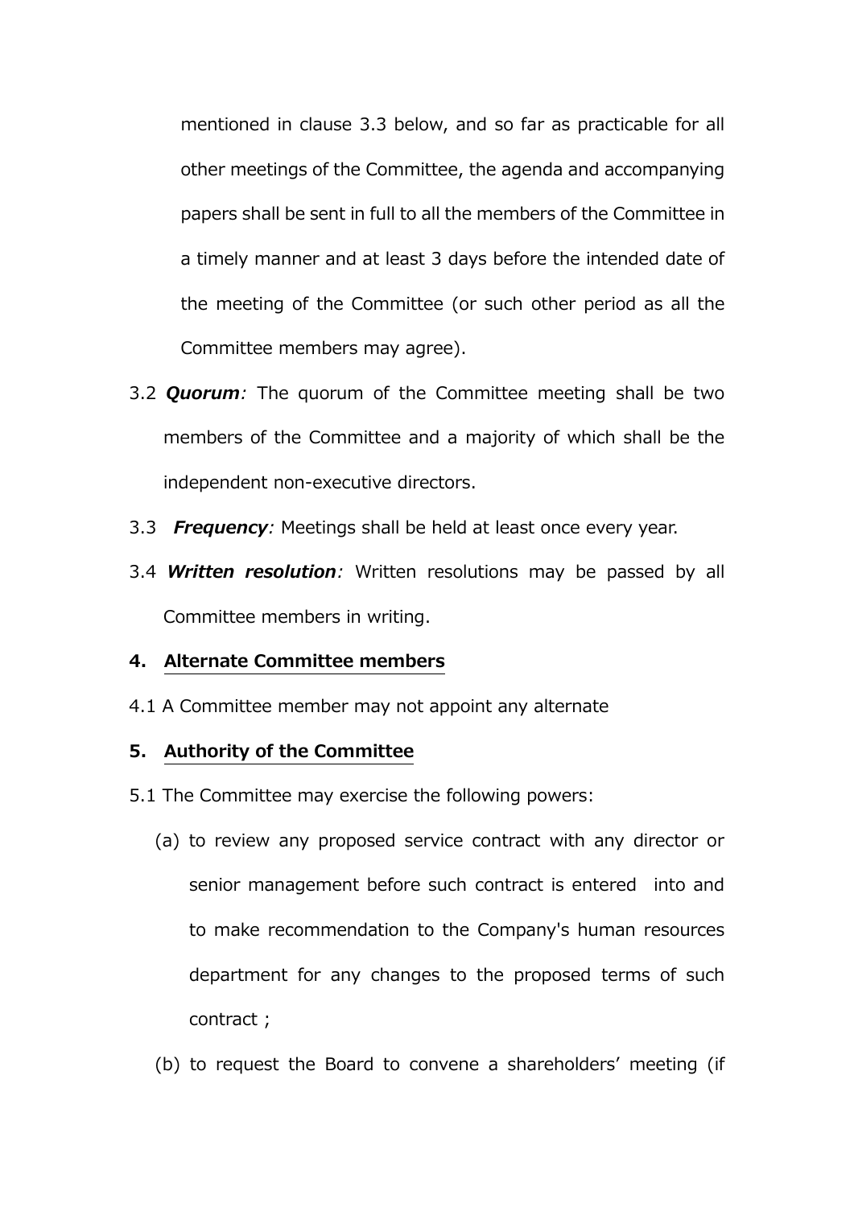mentioned in clause 3.3 below, and so far as practicable for all other meetings of the Committee, the agenda and accompanying papers shall be sent in full to all the members of the Committee in a timely manner and at least 3 days before the intended date of the meeting of the Committee (or such other period as all the Committee members may agree).

3.2 ***Quorum****:* The quorum of the Committee meeting shall be two members of the Committee and a majority of which shall be the independent non-executive directors.

3.3 ***Frequency****:* Meetings shall be held at least once every year.

3.4 ***Written resolution****:* Written resolutions may be passed by all Committee members in writing.

## 4. Alternate Committee members

4.1 A Committee member may not appoint any alternate

## 5. Authority of the Committee

5.1 The Committee may exercise the following powers:

(a) to review any proposed service contract with any director or senior management before such contract is entered into and to make recommendation to the Company's human resources department for any changes to the proposed terms of such contract ;

(b) to request the Board to convene a shareholders' meeting (if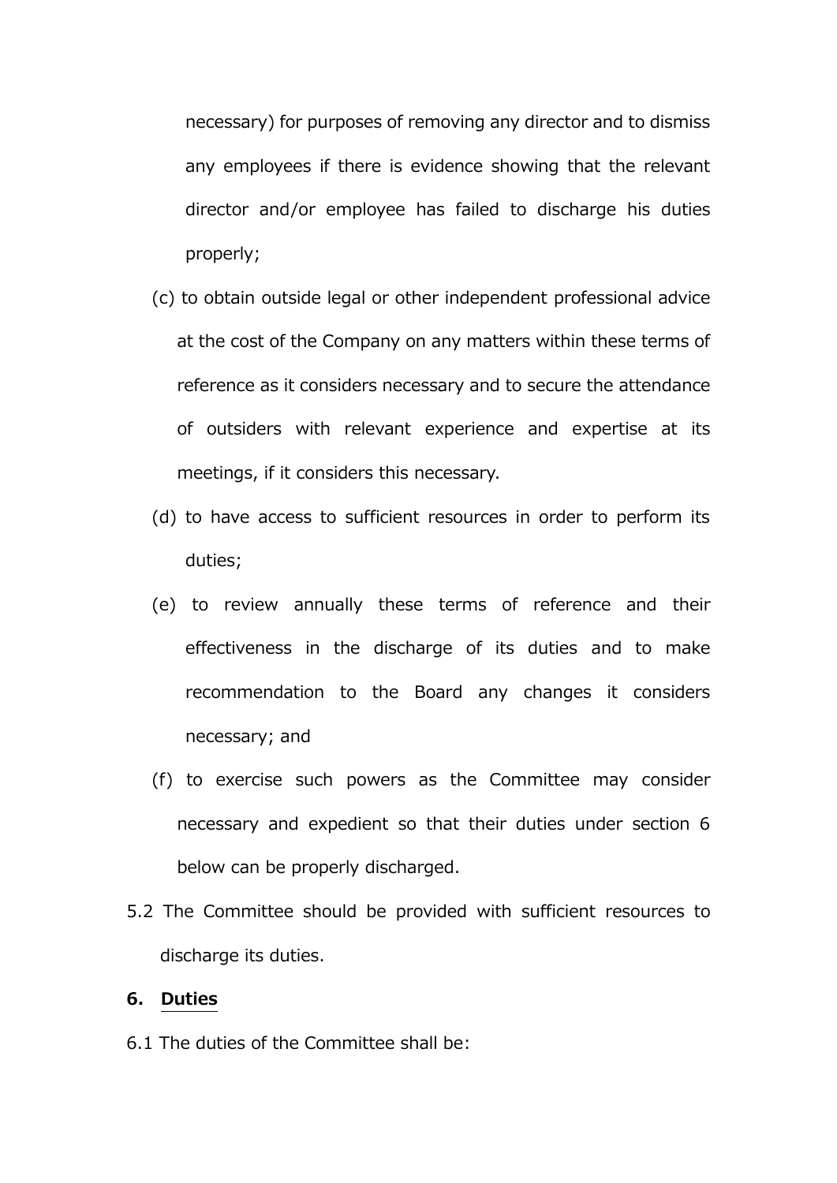necessary) for purposes of removing any director and to dismiss any employees if there is evidence showing that the relevant director and/or employee has failed to discharge his duties properly;

(c) to obtain outside legal or other independent professional advice at the cost of the Company on any matters within these terms of reference as it considers necessary and to secure the attendance of outsiders with relevant experience and expertise at its meetings, if it considers this necessary.

(d) to have access to sufficient resources in order to perform its duties;

(e) to review annually these terms of reference and their effectiveness in the discharge of its duties and to make recommendation to the Board any changes it considers necessary; and

(f) to exercise such powers as the Committee may consider necessary and expedient so that their duties under section 6 below can be properly discharged.

5.2 The Committee should be provided with sufficient resources to discharge its duties.

## 6. Duties

6.1 The duties of the Committee shall be: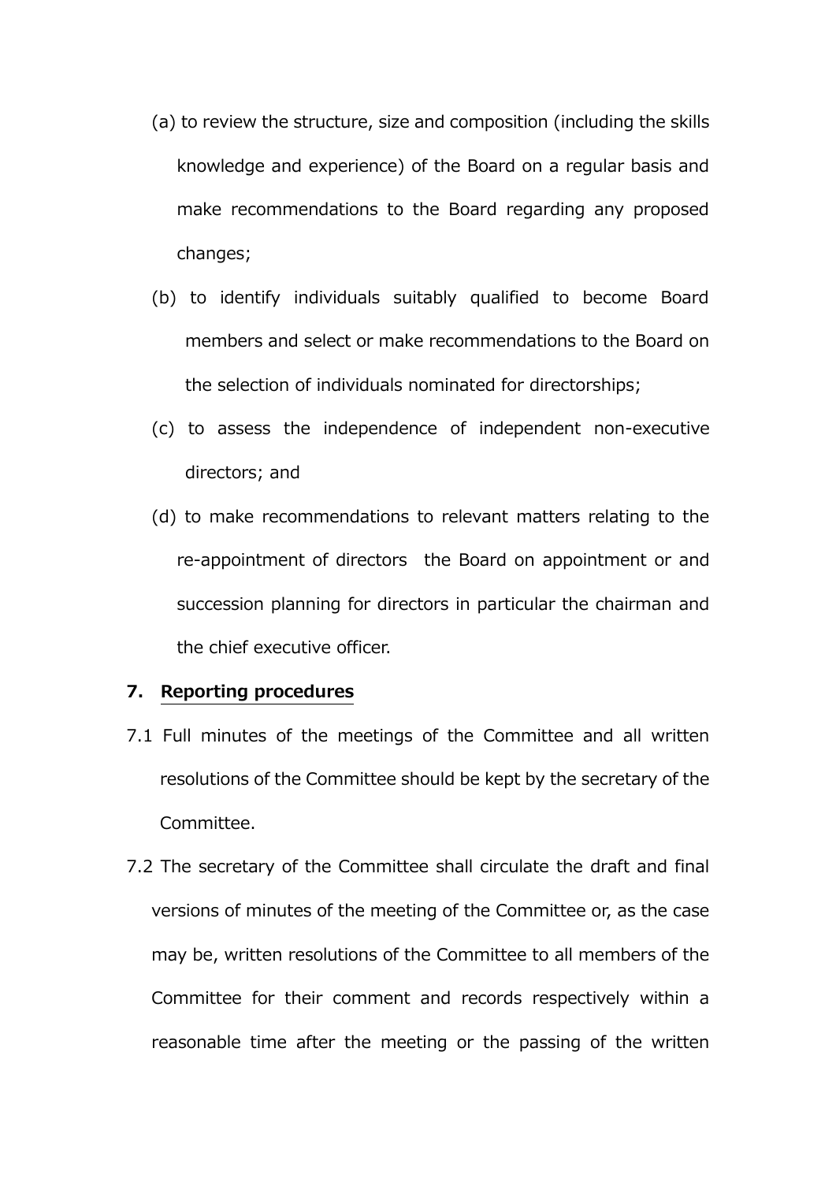(a) to review the structure, size and composition (including the skills knowledge and experience) of the Board on a regular basis and make recommendations to the Board regarding any proposed changes;

(b) to identify individuals suitably qualified to become Board members and select or make recommendations to the Board on the selection of individuals nominated for directorships;

(c) to assess the independence of independent non-executive directors; and

(d) to make recommendations to relevant matters relating to the re-appointment of directors the Board on appointment or and succession planning for directors in particular the chairman and the chief executive officer.

## 7. Reporting procedures

7.1 Full minutes of the meetings of the Committee and all written resolutions of the Committee should be kept by the secretary of the Committee.

7.2 The secretary of the Committee shall circulate the draft and final versions of minutes of the meeting of the Committee or, as the case may be, written resolutions of the Committee to all members of the Committee for their comment and records respectively within a reasonable time after the meeting or the passing of the written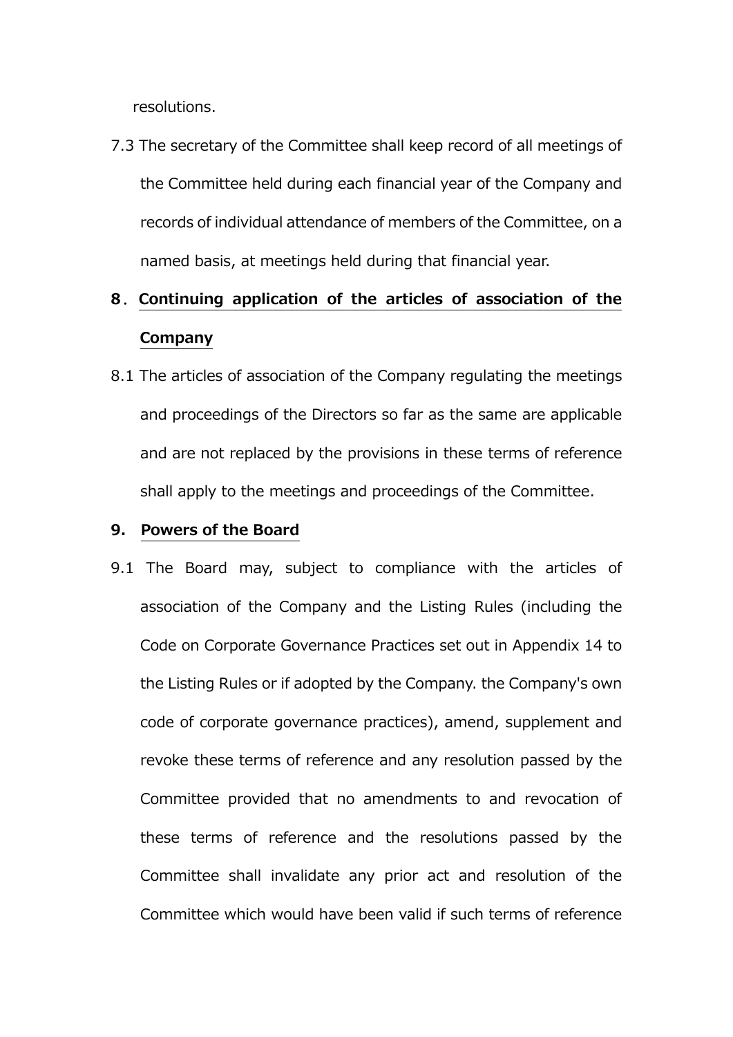resolutions.

7.3 The secretary of the Committee shall keep record of all meetings of the Committee held during each financial year of the Company and records of individual attendance of members of the Committee, on a named basis, at meetings held during that financial year.

## 8. Continuing application of the articles of association of the Company

8.1 The articles of association of the Company regulating the meetings and proceedings of the Directors so far as the same are applicable and are not replaced by the provisions in these terms of reference shall apply to the meetings and proceedings of the Committee.

## 9. Powers of the Board

9.1 The Board may, subject to compliance with the articles of association of the Company and the Listing Rules (including the Code on Corporate Governance Practices set out in Appendix 14 to the Listing Rules or if adopted by the Company. the Company's own code of corporate governance practices), amend, supplement and revoke these terms of reference and any resolution passed by the Committee provided that no amendments to and revocation of these terms of reference and the resolutions passed by the Committee shall invalidate any prior act and resolution of the Committee which would have been valid if such terms of reference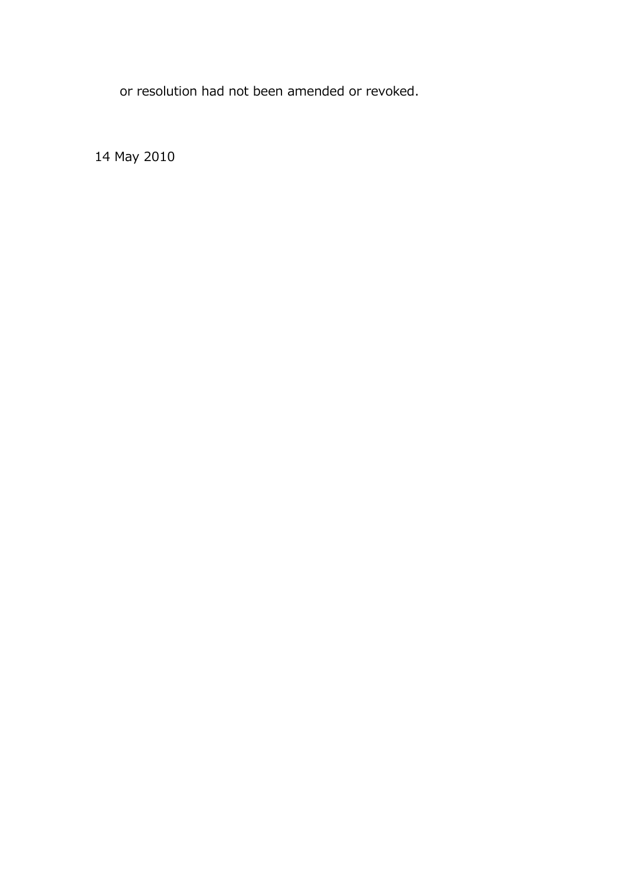or resolution had not been amended or revoked.

14 May 2010